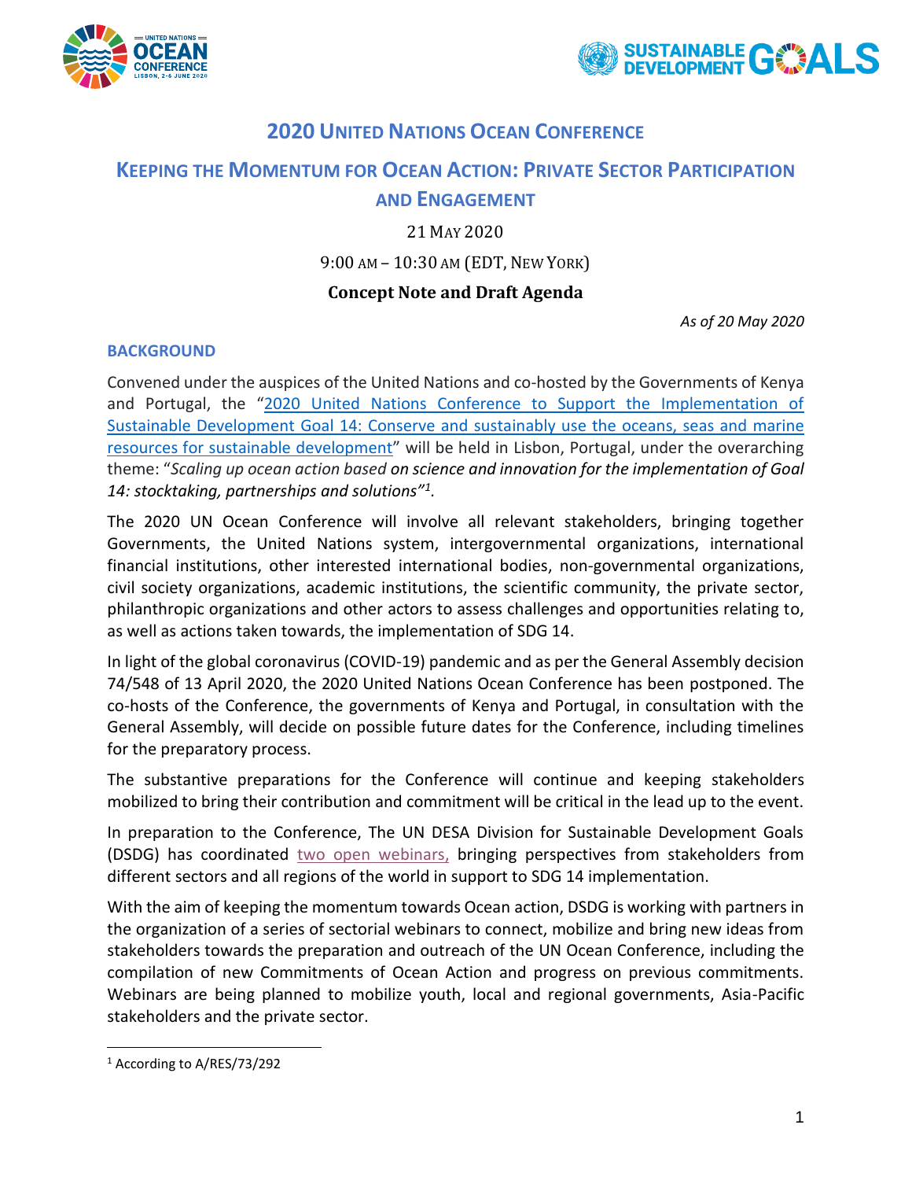# 2020 United Nations Ocean Conference

## Keeping the Momentum for Ocean Action: Private Sector Participation and Engagement

21 May 2020

9:00 AM – 10:30 AM (EDT, New York)

**Concept Note and Draft Agenda**

*As of 20 May 2020*

### BACKGROUND

Convened under the auspices of the United Nations and co-hosted by the Governments of Kenya and Portugal, the "2020 United Nations Conference to Support the Implementation of Sustainable Development Goal 14: Conserve and sustainably use the oceans, seas and marine resources for sustainable development" will be held in Lisbon, Portugal, under the overarching theme: "*Scaling up ocean action based **on science and innovation for the implementation of Goal 14: stocktaking, partnerships and solutions***"[1].

The 2020 UN Ocean Conference will involve all relevant stakeholders, bringing together Governments, the United Nations system, intergovernmental organizations, international financial institutions, other interested international bodies, non-governmental organizations, civil society organizations, academic institutions, the scientific community, the private sector, philanthropic organizations and other actors to assess challenges and opportunities relating to, as well as actions taken towards, the implementation of SDG 14.

In light of the global coronavirus (COVID-19) pandemic and as per the General Assembly decision 74/548 of 13 April 2020, the 2020 United Nations Ocean Conference has been postponed. The co-hosts of the Conference, the governments of Kenya and Portugal, in consultation with the General Assembly, will decide on possible future dates for the Conference, including timelines for the preparatory process.

The substantive preparations for the Conference will continue and keeping stakeholders mobilized to bring their contribution and commitment will be critical in the lead up to the event.

In preparation to the Conference, The UN DESA Division for Sustainable Development Goals (DSDG) has coordinated two open webinars, bringing perspectives from stakeholders from different sectors and all regions of the world in support to SDG 14 implementation.

With the aim of keeping the momentum towards Ocean action, DSDG is working with partners in the organization of a series of sectorial webinars to connect, mobilize and bring new ideas from stakeholders towards the preparation and outreach of the UN Ocean Conference, including the compilation of new Commitments of Ocean Action and progress on previous commitments. Webinars are being planned to mobilize youth, local and regional governments, Asia-Pacific stakeholders and the private sector.

[1] According to A/RES/73/292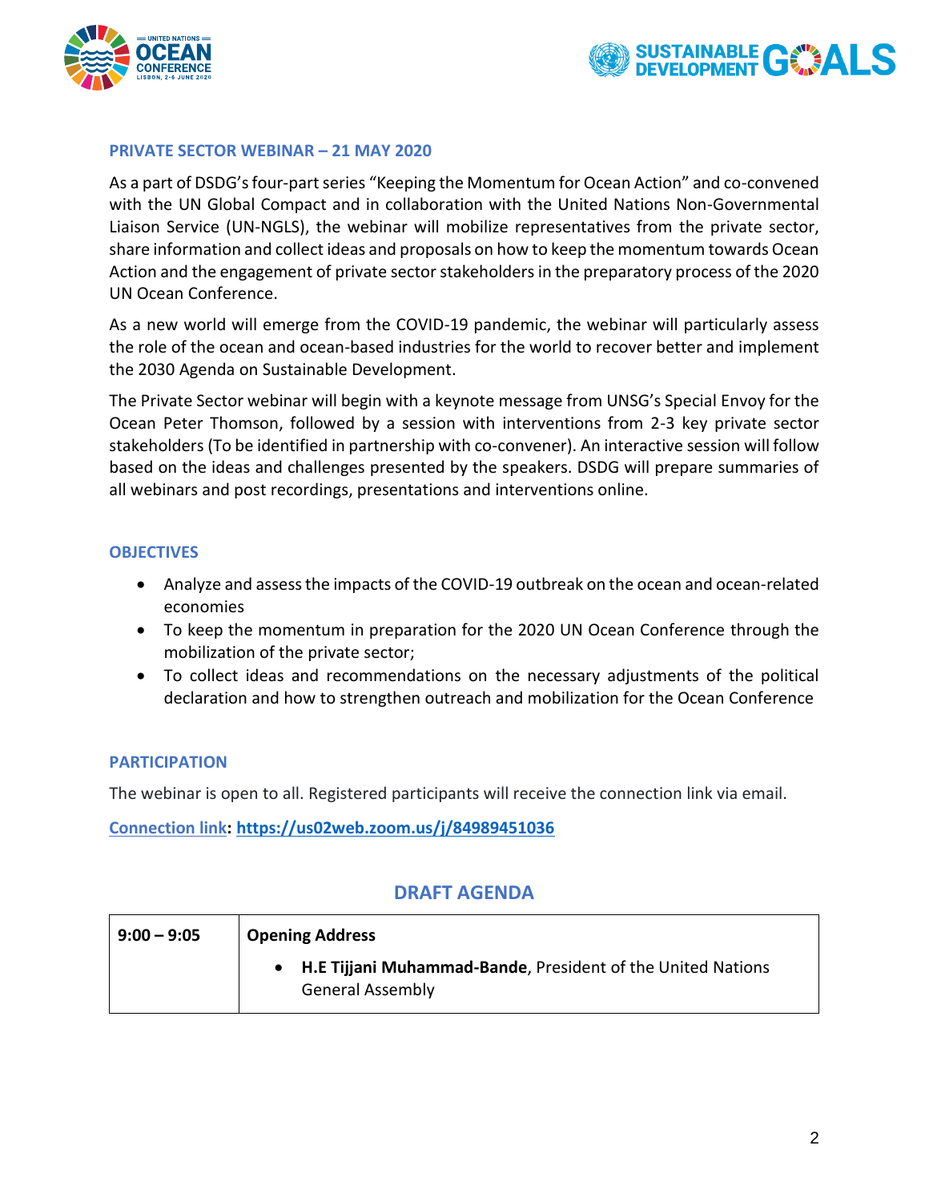### PRIVATE SECTOR WEBINAR – 21 MAY 2020

As a part of DSDG's four-part series "Keeping the Momentum for Ocean Action" and co-convened with the UN Global Compact and in collaboration with the United Nations Non-Governmental Liaison Service (UN-NGLS), the webinar will mobilize representatives from the private sector, share information and collect ideas and proposals on how to keep the momentum towards Ocean Action and the engagement of private sector stakeholders in the preparatory process of the 2020 UN Ocean Conference.

As a new world will emerge from the COVID-19 pandemic, the webinar will particularly assess the role of the ocean and ocean-based industries for the world to recover better and implement the 2030 Agenda on Sustainable Development.

The Private Sector webinar will begin with a keynote message from UNSG's Special Envoy for the Ocean Peter Thomson, followed by a session with interventions from 2-3 key private sector stakeholders (To be identified in partnership with co-convener). An interactive session will follow based on the ideas and challenges presented by the speakers. DSDG will prepare summaries of all webinars and post recordings, presentations and interventions online.

### OBJECTIVES

- Analyze and assess the impacts of the COVID-19 outbreak on the ocean and ocean-related economies
- To keep the momentum in preparation for the 2020 UN Ocean Conference through the mobilization of the private sector;
- To collect ideas and recommendations on the necessary adjustments of the political declaration and how to strengthen outreach and mobilization for the Ocean Conference

### PARTICIPATION

The webinar is open to all. Registered participants will receive the connection link via email.

**Connection link: https://us02web.zoom.us/j/84989451036**

## DRAFT AGENDA

| | |
|---|---|
| **9:00 – 9:05** | **Opening Address**<br>• **H.E Tijjani Muhammad-Bande**, President of the United Nations General Assembly |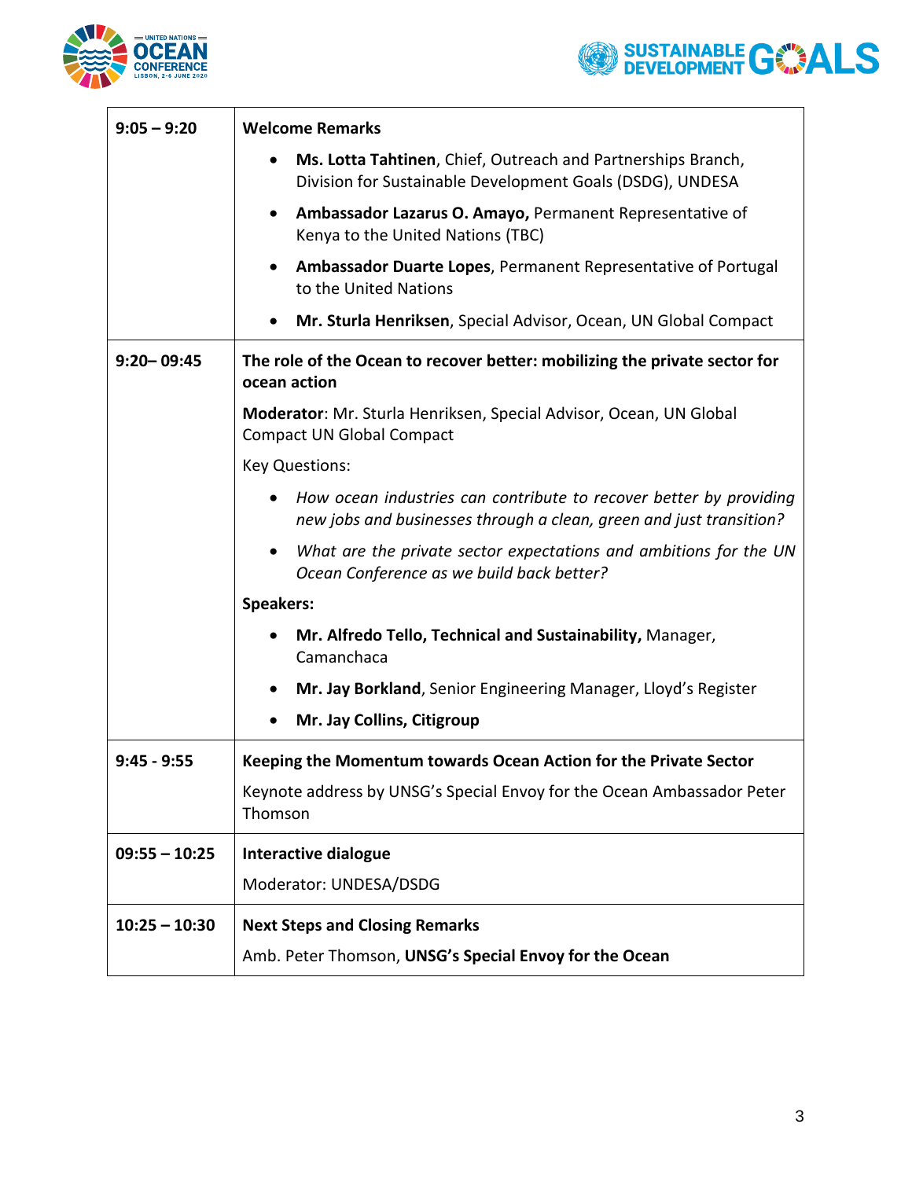| | |
|---|---|
| **9:05 – 9:20** | **Welcome Remarks**<br>• **Ms. Lotta Tahtinen**, Chief, Outreach and Partnerships Branch, Division for Sustainable Development Goals (DSDG), UNDESA<br>• **Ambassador Lazarus O. Amayo,** Permanent Representative of Kenya to the United Nations (TBC)<br>• **Ambassador Duarte Lopes**, Permanent Representative of Portugal to the United Nations<br>• **Mr. Sturla Henriksen**, Special Advisor, Ocean, UN Global Compact |
| **9:20– 09:45** | **The role of the Ocean to recover better: mobilizing the private sector for ocean action**<br>**Moderator**: Mr. Sturla Henriksen, Special Advisor, Ocean, UN Global Compact UN Global Compact<br>Key Questions:<br>• *How ocean industries can contribute to recover better by providing new jobs and businesses through a clean, green and just transition?*<br>• *What are the private sector expectations and ambitions for the UN Ocean Conference as we build back better?*<br>**Speakers:**<br>• **Mr. Alfredo Tello, Technical and Sustainability,** Manager, Camanchaca<br>• **Mr. Jay Borkland**, Senior Engineering Manager, Lloyd's Register<br>• **Mr. Jay Collins, Citigroup** |
| **9:45 - 9:55** | **Keeping the Momentum towards Ocean Action for the Private Sector**<br>Keynote address by UNSG's Special Envoy for the Ocean Ambassador Peter Thomson |
| **09:55 – 10:25** | **Interactive dialogue**<br>Moderator: UNDESA/DSDG |
| **10:25 – 10:30** | **Next Steps and Closing Remarks**<br>Amb. Peter Thomson, **UNSG's Special Envoy for the Ocean** |